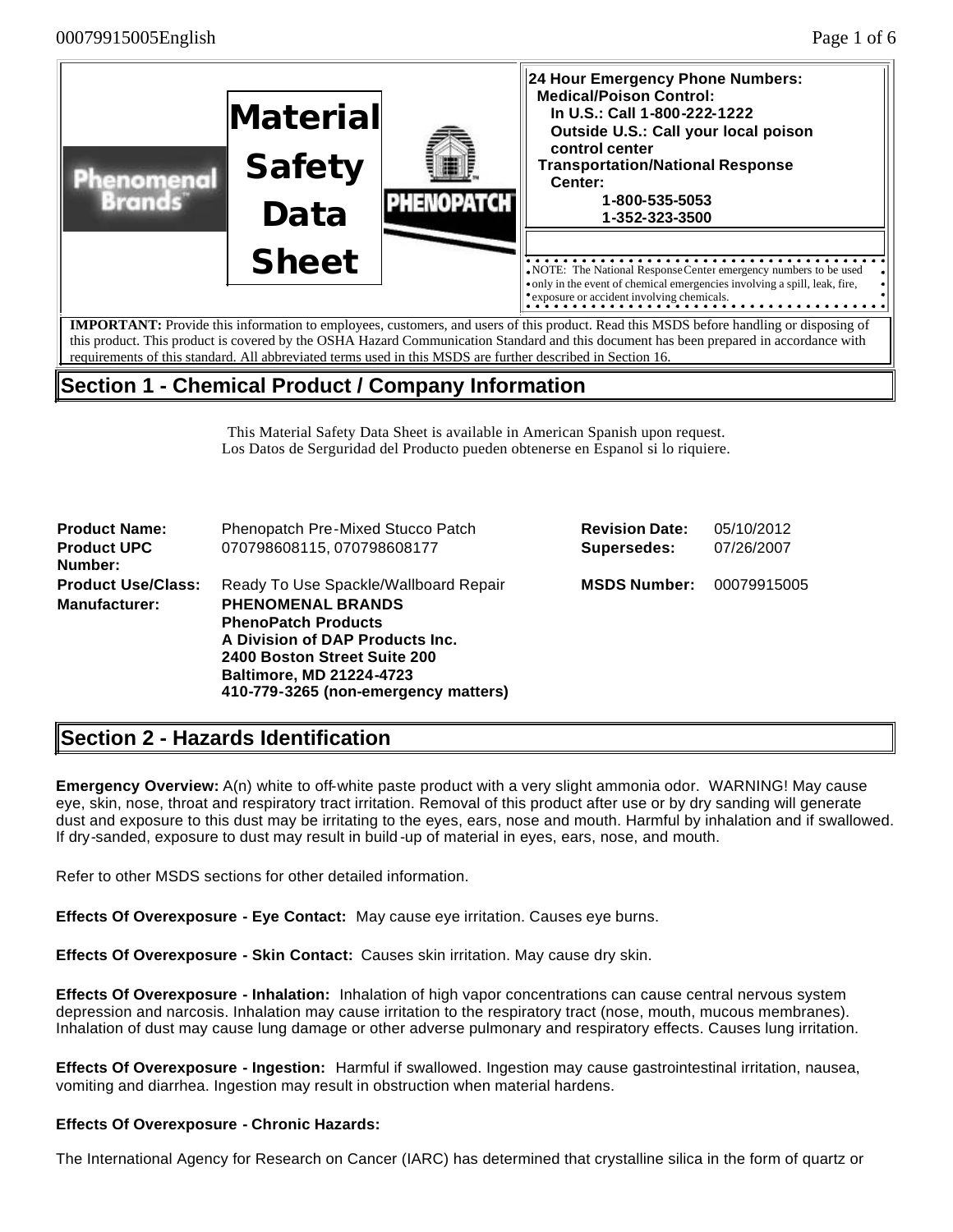# Material Safety Data Sheet

Phenomenal Brands™ | PHENOPATCH™

**24 Hour Emergency Phone Numbers:**
**Medical/Poison Control:**
**In U.S.: Call 1-800-222-1222**
**Outside U.S.: Call your local poison control center**
**Transportation/National Response Center:**
**1-800-535-5053**
**1-352-323-3500**

NOTE: The National Response Center emergency numbers to be used only in the event of chemical emergencies involving a spill, leak, fire, exposure or accident involving chemicals.

**IMPORTANT:** Provide this information to employees, customers, and users of this product. Read this MSDS before handling or disposing of this product. This product is covered by the OSHA Hazard Communication Standard and this document has been prepared in accordance with requirements of this standard. All abbreviated terms used in this MSDS are further described in Section 16.

## Section 1 - Chemical Product / Company Information

This Material Safety Data Sheet is available in American Spanish upon request.
Los Datos de Serguridad del Producto pueden obtenerse en Espanol si lo riquiere.

| | | | |
|---|---|---|---|
| **Product Name:** | Phenopatch Pre-Mixed Stucco Patch | **Revision Date:** | 05/10/2012 |
| **Product UPC Number:** | 070798608115, 070798608177 | **Supersedes:** | 07/26/2007 |
| **Product Use/Class:** | Ready To Use Spackle/Wallboard Repair | **MSDS Number:** | 00079915005 |
| **Manufacturer:** | **PHENOMENAL BRANDS**<br>**PhenoPatch Products**<br>**A Division of DAP Products Inc.**<br>**2400 Boston Street Suite 200**<br>**Baltimore, MD 21224-4723**<br>**410-779-3265 (non-emergency matters)** | | |

## Section 2 - Hazards Identification

**Emergency Overview:** A(n) white to off-white paste product with a very slight ammonia odor. WARNING! May cause eye, skin, nose, throat and respiratory tract irritation. Removal of this product after use or by dry sanding will generate dust and exposure to this dust may be irritating to the eyes, ears, nose and mouth. Harmful by inhalation and if swallowed. If dry-sanded, exposure to dust may result in build-up of material in eyes, ears, nose, and mouth.

Refer to other MSDS sections for other detailed information.

**Effects Of Overexposure - Eye Contact:** May cause eye irritation. Causes eye burns.

**Effects Of Overexposure - Skin Contact:** Causes skin irritation. May cause dry skin.

**Effects Of Overexposure - Inhalation:** Inhalation of high vapor concentrations can cause central nervous system depression and narcosis. Inhalation may cause irritation to the respiratory tract (nose, mouth, mucous membranes). Inhalation of dust may cause lung damage or other adverse pulmonary and respiratory effects. Causes lung irritation.

**Effects Of Overexposure - Ingestion:** Harmful if swallowed. Ingestion may cause gastrointestinal irritation, nausea, vomiting and diarrhea. Ingestion may result in obstruction when material hardens.

**Effects Of Overexposure - Chronic Hazards:**

The International Agency for Research on Cancer (IARC) has determined that crystalline silica in the form of quartz or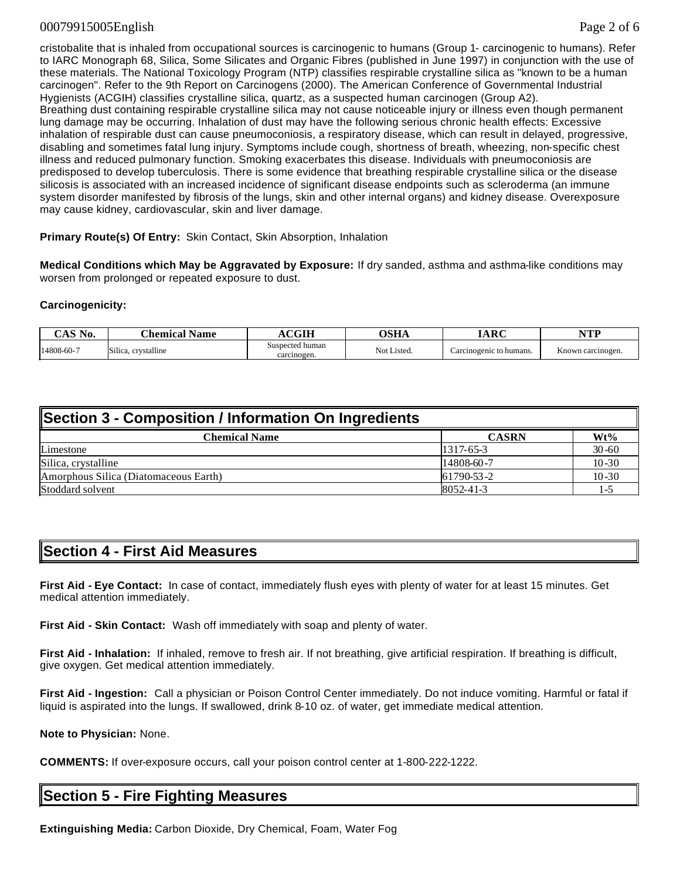cristobalite that is inhaled from occupational sources is carcinogenic to humans (Group 1- carcinogenic to humans). Refer to IARC Monograph 68, Silica, Some Silicates and Organic Fibres (published in June 1997) in conjunction with the use of these materials. The National Toxicology Program (NTP) classifies respirable crystalline silica as "known to be a human carcinogen". Refer to the 9th Report on Carcinogens (2000). The American Conference of Governmental Industrial Hygienists (ACGIH) classifies crystalline silica, quartz, as a suspected human carcinogen (Group A2).
Breathing dust containing respirable crystalline silica may not cause noticeable injury or illness even though permanent lung damage may be occurring. Inhalation of dust may have the following serious chronic health effects: Excessive inhalation of respirable dust can cause pneumoconiosis, a respiratory disease, which can result in delayed, progressive, disabling and sometimes fatal lung injury. Symptoms include cough, shortness of breath, wheezing, non-specific chest illness and reduced pulmonary function. Smoking exacerbates this disease. Individuals with pneumoconiosis are predisposed to develop tuberculosis. There is some evidence that breathing respirable crystalline silica or the disease silicosis is associated with an increased incidence of significant disease endpoints such as scleroderma (an immune system disorder manifested by fibrosis of the lungs, skin and other internal organs) and kidney disease. Overexposure may cause kidney, cardiovascular, skin and liver damage.

**Primary Route(s) Of Entry:** Skin Contact, Skin Absorption, Inhalation

**Medical Conditions which May be Aggravated by Exposure:** If dry sanded, asthma and asthma-like conditions may worsen from prolonged or repeated exposure to dust.

**Carcinogenicity:**

| CAS No. | Chemical Name | ACGIH | OSHA | IARC | NTP |
|---|---|---|---|---|---|
| 14808-60-7 | Silica, crystalline | Suspected human carcinogen. | Not Listed. | Carcinogenic to humans. | Known carcinogen. |

## Section 3 - Composition / Information On Ingredients

| Chemical Name | CASRN | Wt% |
|---|---|---|
| Limestone | 1317-65-3 | 30-60 |
| Silica, crystalline | 14808-60-7 | 10-30 |
| Amorphous Silica (Diatomaceous Earth) | 61790-53-2 | 10-30 |
| Stoddard solvent | 8052-41-3 | 1-5 |

## Section 4 - First Aid Measures

**First Aid - Eye Contact:** In case of contact, immediately flush eyes with plenty of water for at least 15 minutes. Get medical attention immediately.

**First Aid - Skin Contact:** Wash off immediately with soap and plenty of water.

**First Aid - Inhalation:** If inhaled, remove to fresh air. If not breathing, give artificial respiration. If breathing is difficult, give oxygen. Get medical attention immediately.

**First Aid - Ingestion:** Call a physician or Poison Control Center immediately. Do not induce vomiting. Harmful or fatal if liquid is aspirated into the lungs. If swallowed, drink 8-10 oz. of water, get immediate medical attention.

**Note to Physician:** None.

**COMMENTS:** If over-exposure occurs, call your poison control center at 1-800-222-1222.

## Section 5 - Fire Fighting Measures

**Extinguishing Media:** Carbon Dioxide, Dry Chemical, Foam, Water Fog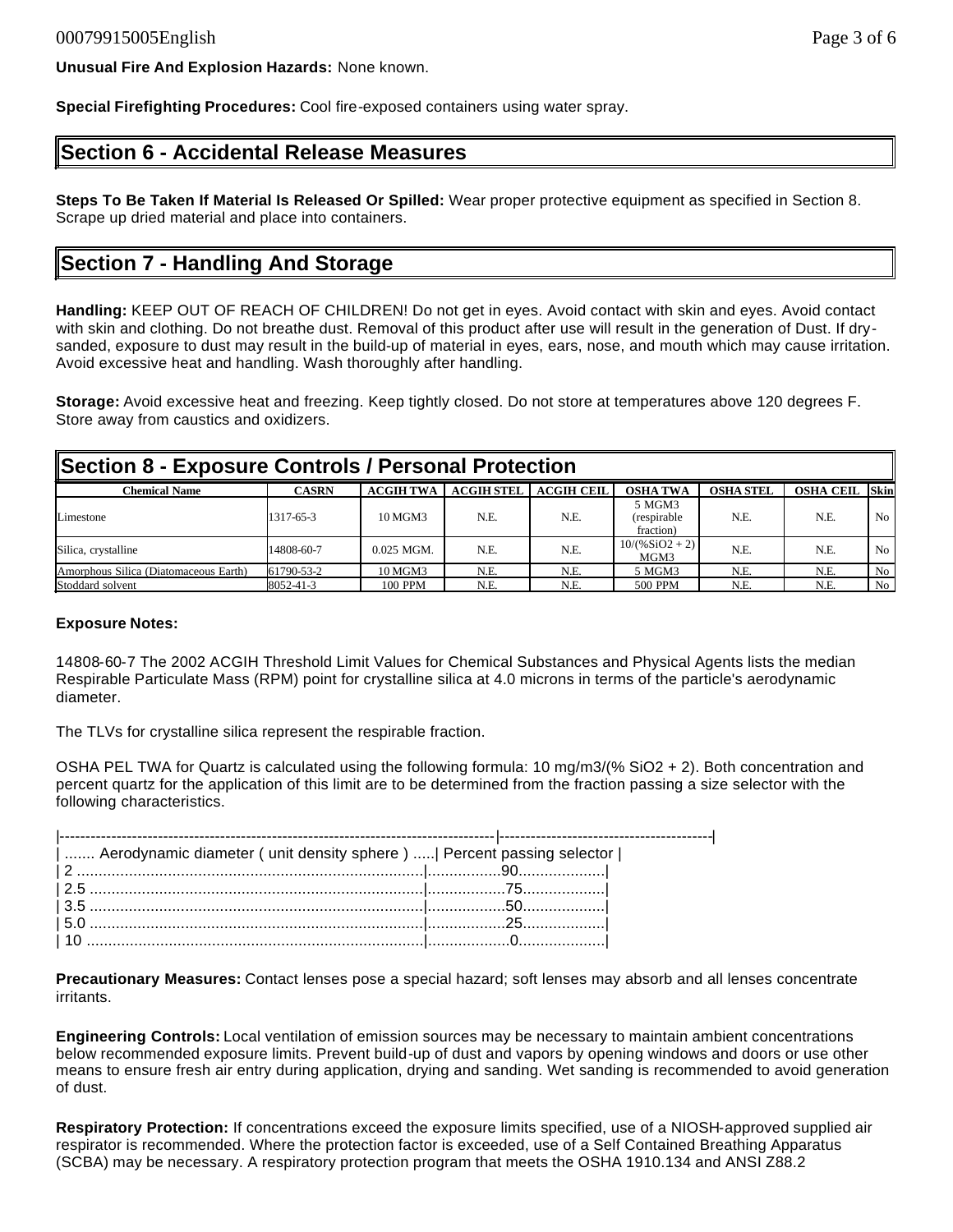**Unusual Fire And Explosion Hazards:** None known.

**Special Firefighting Procedures:** Cool fire-exposed containers using water spray.

## Section 6 - Accidental Release Measures

**Steps To Be Taken If Material Is Released Or Spilled:** Wear proper protective equipment as specified in Section 8. Scrape up dried material and place into containers.

## Section 7 - Handling And Storage

**Handling:** KEEP OUT OF REACH OF CHILDREN! Do not get in eyes. Avoid contact with skin and eyes. Avoid contact with skin and clothing. Do not breathe dust. Removal of this product after use will result in the generation of Dust. If dry-sanded, exposure to dust may result in the build-up of material in eyes, ears, nose, and mouth which may cause irritation. Avoid excessive heat and handling. Wash thoroughly after handling.

**Storage:** Avoid excessive heat and freezing. Keep tightly closed. Do not store at temperatures above 120 degrees F. Store away from caustics and oxidizers.

## Section 8 - Exposure Controls / Personal Protection

| Chemical Name | CASRN | ACGIH TWA | ACGIH STEL | ACGIH CEIL | OSHA TWA | OSHA STEL | OSHA CEIL | Skin |
|---|---|---|---|---|---|---|---|---|
| Limestone | 1317-65-3 | 10 MGM3 | N.E. | N.E. | 5 MGM3 (respirable fraction) | N.E. | N.E. | No |
| Silica, crystalline | 14808-60-7 | 0.025 MGM. | N.E. | N.E. | 10/(%SiO2 + 2) MGM3 | N.E. | N.E. | No |
| Amorphous Silica (Diatomaceous Earth) | 61790-53-2 | 10 MGM3 | N.E. | N.E. | 5 MGM3 | N.E. | N.E. | No |
| Stoddard solvent | 8052-41-3 | 100 PPM | N.E. | N.E. | 500 PPM | N.E. | N.E. | No |

**Exposure Notes:**

14808-60-7 The 2002 ACGIH Threshold Limit Values for Chemical Substances and Physical Agents lists the median Respirable Particulate Mass (RPM) point for crystalline silica at 4.0 microns in terms of the particle's aerodynamic diameter.

The TLVs for crystalline silica represent the respirable fraction.

OSHA PEL TWA for Quartz is calculated using the following formula: 10 mg/m3/(% SiO2 + 2). Both concentration and percent quartz for the application of this limit are to be determined from the fraction passing a size selector with the following characteristics.

| Aerodynamic diameter ( unit density sphere ) | Percent passing selector |
|---|---|
| 2 | 90 |
| 2.5 | 75 |
| 3.5 | 50 |
| 5.0 | 25 |
| 10 | 0 |

**Precautionary Measures:** Contact lenses pose a special hazard; soft lenses may absorb and all lenses concentrate irritants.

**Engineering Controls:** Local ventilation of emission sources may be necessary to maintain ambient concentrations below recommended exposure limits. Prevent build-up of dust and vapors by opening windows and doors or use other means to ensure fresh air entry during application, drying and sanding. Wet sanding is recommended to avoid generation of dust.

**Respiratory Protection:** If concentrations exceed the exposure limits specified, use of a NIOSH-approved supplied air respirator is recommended. Where the protection factor is exceeded, use of a Self Contained Breathing Apparatus (SCBA) may be necessary. A respiratory protection program that meets the OSHA 1910.134 and ANSI Z88.2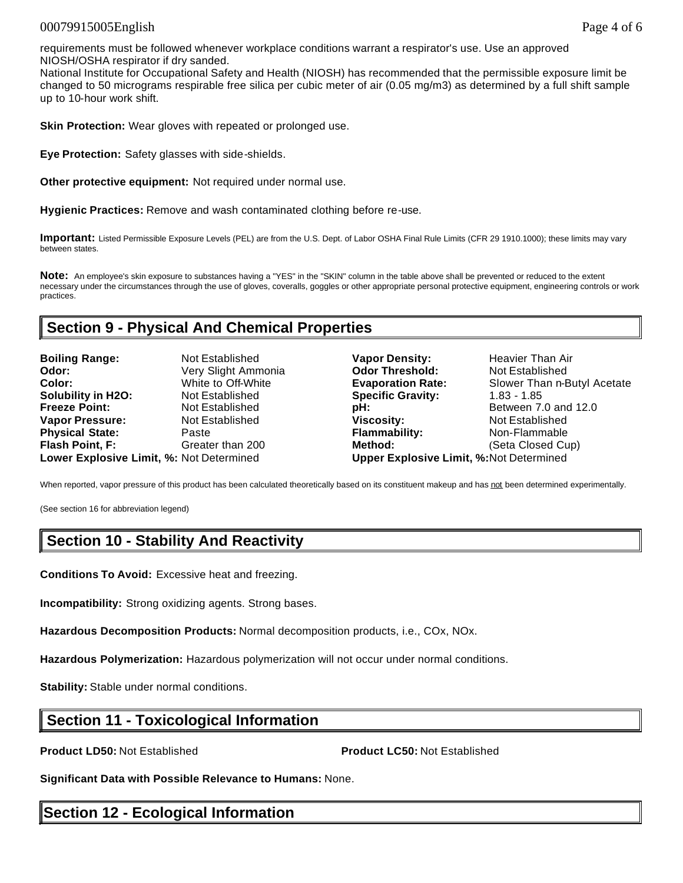requirements must be followed whenever workplace conditions warrant a respirator's use. Use an approved NIOSH/OSHA respirator if dry sanded.
National Institute for Occupational Safety and Health (NIOSH) has recommended that the permissible exposure limit be changed to 50 micrograms respirable free silica per cubic meter of air (0.05 mg/m3) as determined by a full shift sample up to 10-hour work shift.

**Skin Protection:** Wear gloves with repeated or prolonged use.

**Eye Protection:** Safety glasses with side-shields.

**Other protective equipment:** Not required under normal use.

**Hygienic Practices:** Remove and wash contaminated clothing before re-use.

**Important:** Listed Permissible Exposure Levels (PEL) are from the U.S. Dept. of Labor OSHA Final Rule Limits (CFR 29 1910.1000); these limits may vary between states.

**Note:** An employee's skin exposure to substances having a "YES" in the "SKIN" column in the table above shall be prevented or reduced to the extent necessary under the circumstances through the use of gloves, coveralls, goggles or other appropriate personal protective equipment, engineering controls or work practices.

## Section 9 - Physical And Chemical Properties

| | | | |
|---|---|---|---|
| **Boiling Range:** | Not Established | **Vapor Density:** | Heavier Than Air |
| **Odor:** | Very Slight Ammonia | **Odor Threshold:** | Not Established |
| **Color:** | White to Off-White | **Evaporation Rate:** | Slower Than n-Butyl Acetate |
| **Solubility in H2O:** | Not Established | **Specific Gravity:** | 1.83 - 1.85 |
| **Freeze Point:** | Not Established | **pH:** | Between 7.0 and 12.0 |
| **Vapor Pressure:** | Not Established | **Viscosity:** | Not Established |
| **Physical State:** | Paste | **Flammability:** | Non-Flammable |
| **Flash Point, F:** | Greater than 200 | **Method:** | (Seta Closed Cup) |
| **Lower Explosive Limit, %:** | Not Determined | **Upper Explosive Limit, %:** | Not Determined |

When reported, vapor pressure of this product has been calculated theoretically based on its constituent makeup and has not been determined experimentally.

(See section 16 for abbreviation legend)

## Section 10 - Stability And Reactivity

**Conditions To Avoid:** Excessive heat and freezing.

**Incompatibility:** Strong oxidizing agents. Strong bases.

**Hazardous Decomposition Products:** Normal decomposition products, i.e., COx, NOx.

**Hazardous Polymerization:** Hazardous polymerization will not occur under normal conditions.

**Stability:** Stable under normal conditions.

## Section 11 - Toxicological Information

**Product LD50:** Not Established

**Product LC50:** Not Established

**Significant Data with Possible Relevance to Humans:** None.

## Section 12 - Ecological Information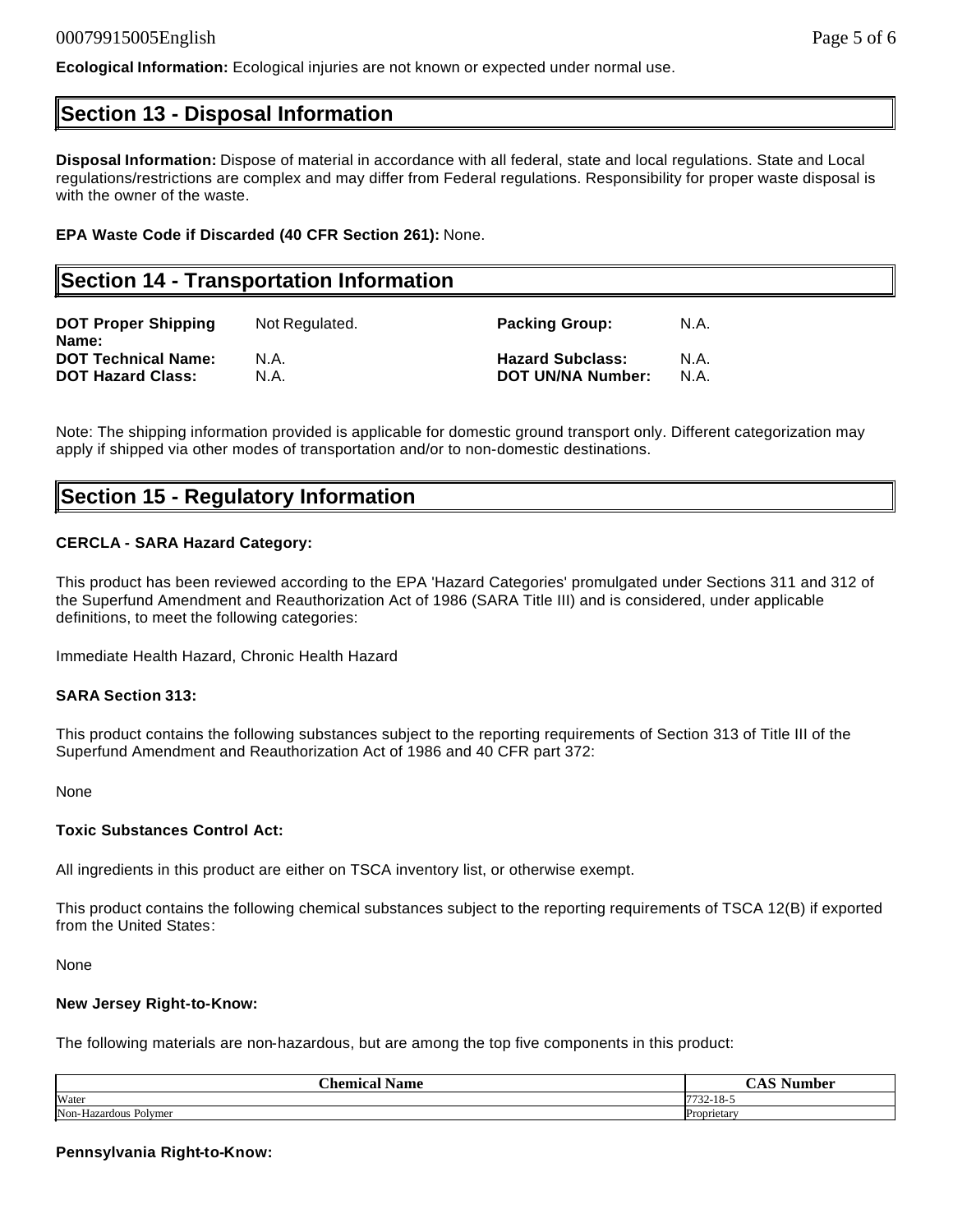**Ecological Information:** Ecological injuries are not known or expected under normal use.

## Section 13 - Disposal Information

**Disposal Information:** Dispose of material in accordance with all federal, state and local regulations. State and Local regulations/restrictions are complex and may differ from Federal regulations. Responsibility for proper waste disposal is with the owner of the waste.

**EPA Waste Code if Discarded (40 CFR Section 261):** None.

## Section 14 - Transportation Information

| | | | |
|---|---|---|---|
| **DOT Proper Shipping Name:** | Not Regulated. | **Packing Group:** | N.A. |
| **DOT Technical Name:** | N.A. | **Hazard Subclass:** | N.A. |
| **DOT Hazard Class:** | N.A. | **DOT UN/NA Number:** | N.A. |

Note: The shipping information provided is applicable for domestic ground transport only. Different categorization may apply if shipped via other modes of transportation and/or to non-domestic destinations.

## Section 15 - Regulatory Information

**CERCLA - SARA Hazard Category:**

This product has been reviewed according to the EPA 'Hazard Categories' promulgated under Sections 311 and 312 of the Superfund Amendment and Reauthorization Act of 1986 (SARA Title III) and is considered, under applicable definitions, to meet the following categories:

Immediate Health Hazard, Chronic Health Hazard

**SARA Section 313:**

This product contains the following substances subject to the reporting requirements of Section 313 of Title III of the Superfund Amendment and Reauthorization Act of 1986 and 40 CFR part 372:

None

**Toxic Substances Control Act:**

All ingredients in this product are either on TSCA inventory list, or otherwise exempt.

This product contains the following chemical substances subject to the reporting requirements of TSCA 12(B) if exported from the United States:

None

**New Jersey Right-to-Know:**

The following materials are non-hazardous, but are among the top five components in this product:

| Chemical Name | CAS Number |
|---|---|
| Water | 7732-18-5 |
| Non-Hazardous Polymer | Proprietary |

**Pennsylvania Right-to-Know:**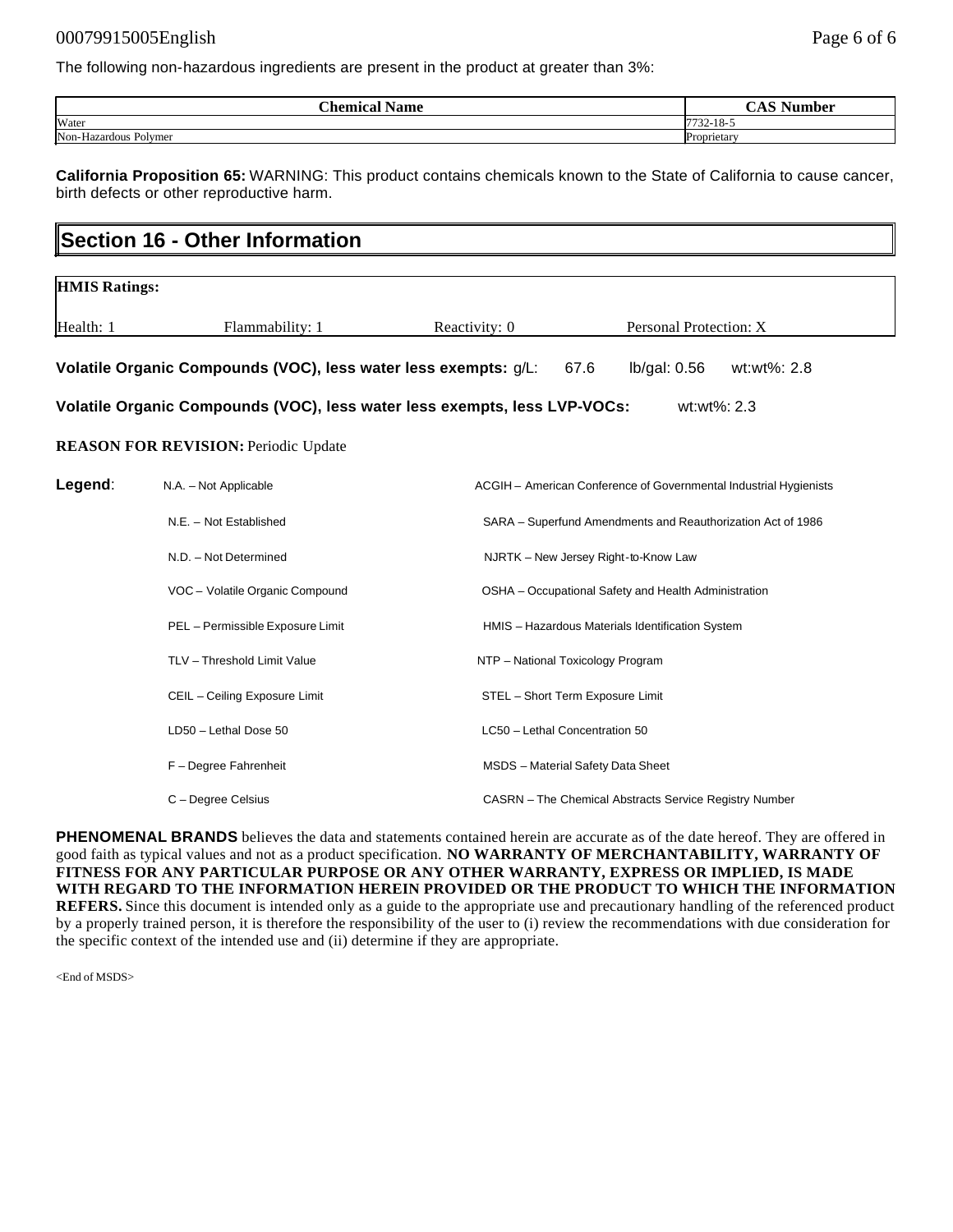The following non-hazardous ingredients are present in the product at greater than 3%:

| Chemical Name | CAS Number |
|---|---|
| Water | 7732-18-5 |
| Non-Hazardous Polymer | Proprietary |

**California Proposition 65:** WARNING: This product contains chemicals known to the State of California to cause cancer, birth defects or other reproductive harm.

## Section 16 - Other Information

| **HMIS Ratings:** | | | |
|---|---|---|---|
| Health: 1 | Flammability: 1 | Reactivity: 0 | Personal Protection: X |

**Volatile Organic Compounds (VOC), less water less exempts:** g/L: 67.6 lb/gal: 0.56 wt:wt%: 2.8

**Volatile Organic Compounds (VOC), less water less exempts, less LVP-VOCs:** wt:wt%: 2.3

**REASON FOR REVISION:** Periodic Update

**Legend**:

| | |
|---|---|
| N.A. – Not Applicable | ACGIH – American Conference of Governmental Industrial Hygienists |
| N.E. – Not Established | SARA – Superfund Amendments and Reauthorization Act of 1986 |
| N.D. – Not Determined | NJRTK – New Jersey Right-to-Know Law |
| VOC – Volatile Organic Compound | OSHA – Occupational Safety and Health Administration |
| PEL – Permissible Exposure Limit | HMIS – Hazardous Materials Identification System |
| TLV – Threshold Limit Value | NTP – National Toxicology Program |
| CEIL – Ceiling Exposure Limit | STEL – Short Term Exposure Limit |
| LD50 – Lethal Dose 50 | LC50 – Lethal Concentration 50 |
| F – Degree Fahrenheit | MSDS – Material Safety Data Sheet |
| C – Degree Celsius | CASRN – The Chemical Abstracts Service Registry Number |

**PHENOMENAL BRANDS** believes the data and statements contained herein are accurate as of the date hereof. They are offered in good faith as typical values and not as a product specification. **NO WARRANTY OF MERCHANTABILITY, WARRANTY OF FITNESS FOR ANY PARTICULAR PURPOSE OR ANY OTHER WARRANTY, EXPRESS OR IMPLIED, IS MADE WITH REGARD TO THE INFORMATION HEREIN PROVIDED OR THE PRODUCT TO WHICH THE INFORMATION REFERS.** Since this document is intended only as a guide to the appropriate use and precautionary handling of the referenced product by a properly trained person, it is therefore the responsibility of the user to (i) review the recommendations with due consideration for the specific context of the intended use and (ii) determine if they are appropriate.

<End of MSDS>